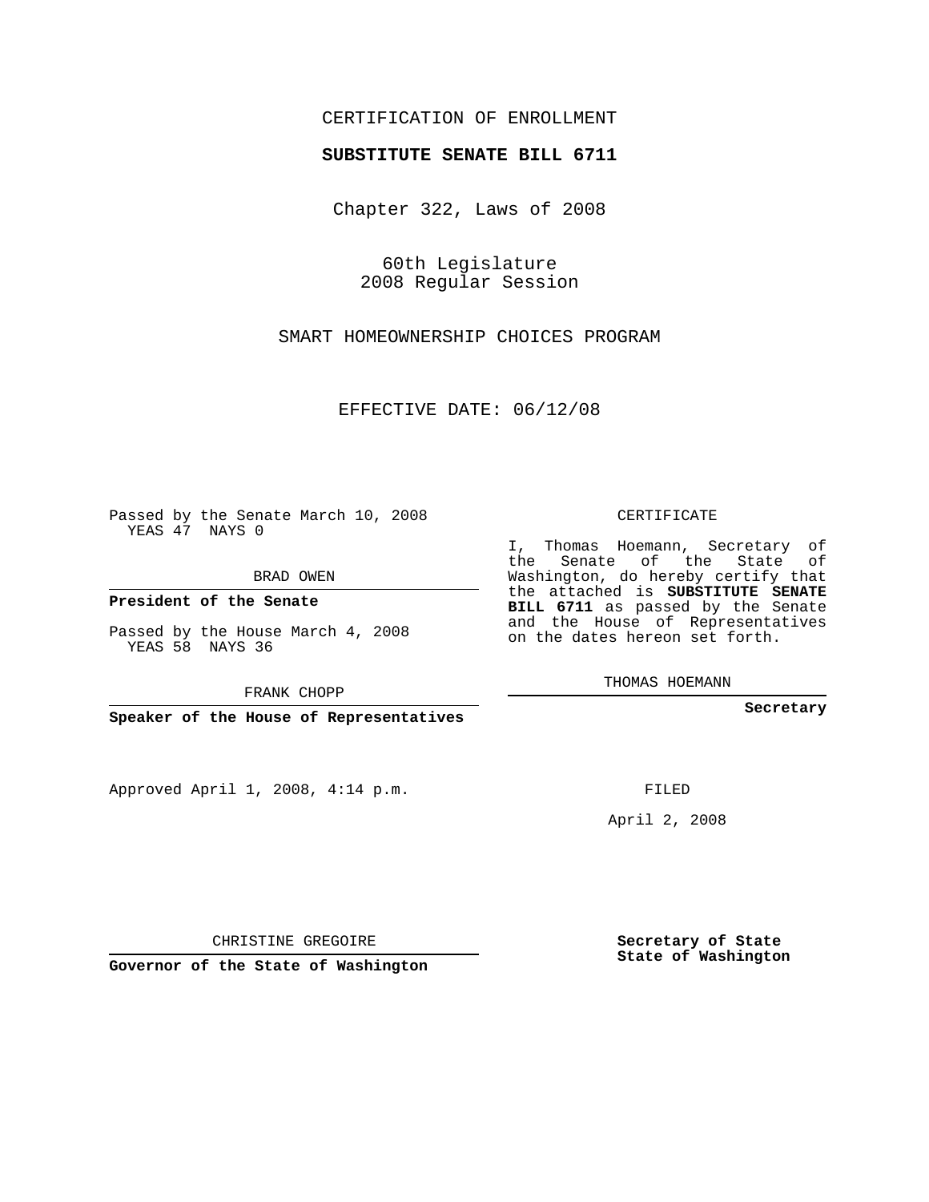CERTIFICATION OF ENROLLMENT

**SUBSTITUTE SENATE BILL 6711**

Chapter 322, Laws of 2008

60th Legislature
2008 Regular Session

SMART HOMEOWNERSHIP CHOICES PROGRAM

EFFECTIVE DATE: 06/12/08

Passed by the Senate March 10, 2008
YEAS 47 NAYS 0

BRAD OWEN

**President of the Senate**

Passed by the House March 4, 2008
YEAS 58 NAYS 36

FRANK CHOPP

**Speaker of the House of Representatives**

Approved April 1, 2008, 4:14 p.m.

CHRISTINE GREGOIRE

**Governor of the State of Washington**

CERTIFICATE

I, Thomas Hoemann, Secretary of the Senate of the State of Washington, do hereby certify that the attached is **SUBSTITUTE SENATE BILL 6711** as passed by the Senate and the House of Representatives on the dates hereon set forth.

THOMAS HOEMANN

**Secretary**

FILED

April 2, 2008

**Secretary of State**
**State of Washington**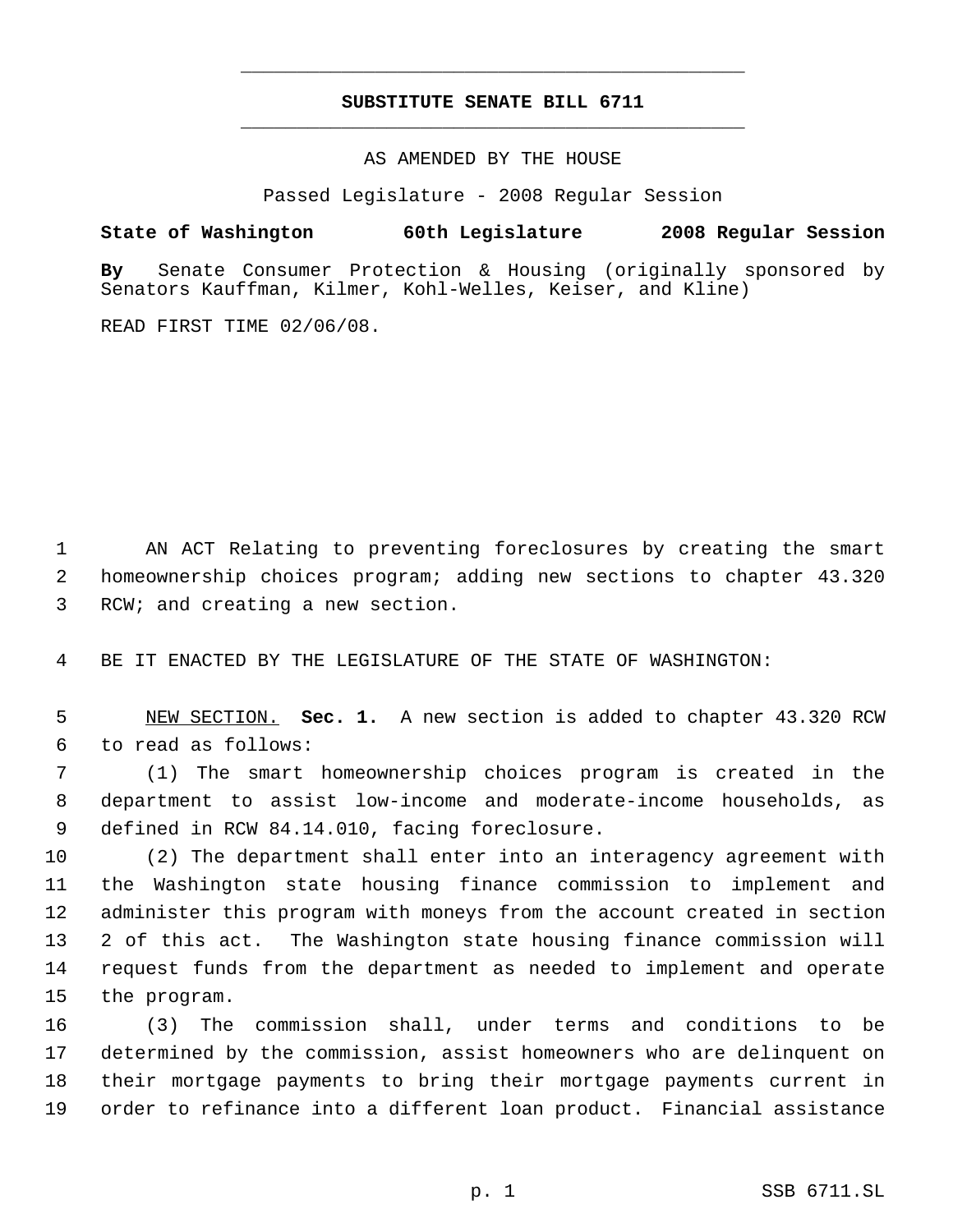# SUBSTITUTE SENATE BILL 6711

AS AMENDED BY THE HOUSE

Passed Legislature - 2008 Regular Session

**State of Washington 60th Legislature 2008 Regular Session**

**By** Senate Consumer Protection & Housing (originally sponsored by Senators Kauffman, Kilmer, Kohl-Welles, Keiser, and Kline)

READ FIRST TIME 02/06/08.

AN ACT Relating to preventing foreclosures by creating the smart homeownership choices program; adding new sections to chapter 43.320 RCW; and creating a new section.

BE IT ENACTED BY THE LEGISLATURE OF THE STATE OF WASHINGTON:

NEW SECTION. **Sec. 1.** A new section is added to chapter 43.320 RCW to read as follows:

(1) The smart homeownership choices program is created in the department to assist low-income and moderate-income households, as defined in RCW 84.14.010, facing foreclosure.

(2) The department shall enter into an interagency agreement with the Washington state housing finance commission to implement and administer this program with moneys from the account created in section 2 of this act. The Washington state housing finance commission will request funds from the department as needed to implement and operate the program.

(3) The commission shall, under terms and conditions to be determined by the commission, assist homeowners who are delinquent on their mortgage payments to bring their mortgage payments current in order to refinance into a different loan product. Financial assistance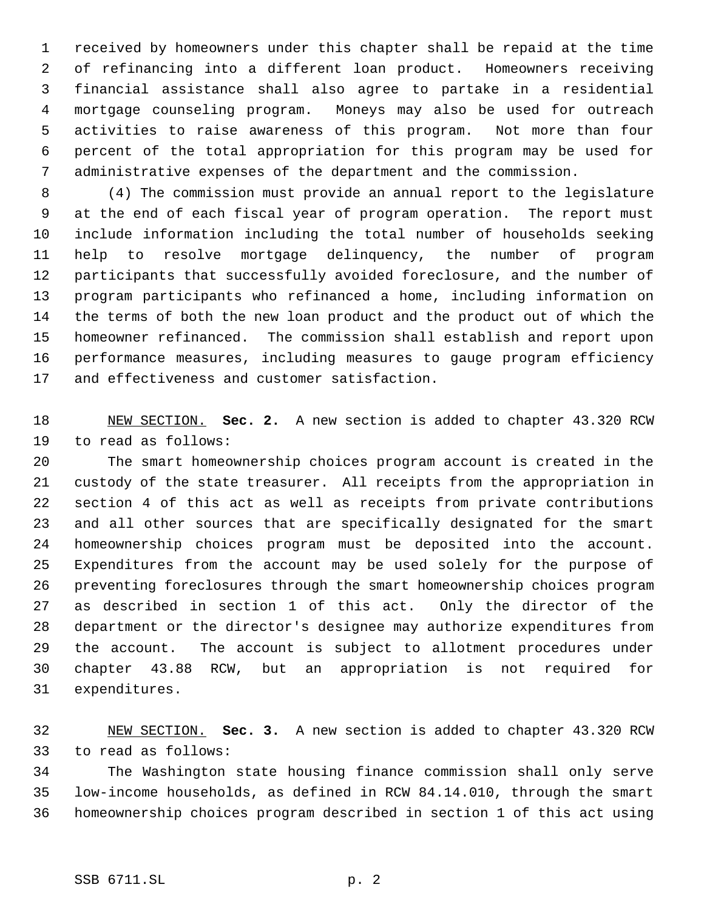received by homeowners under this chapter shall be repaid at the time of refinancing into a different loan product. Homeowners receiving financial assistance shall also agree to partake in a residential mortgage counseling program. Moneys may also be used for outreach activities to raise awareness of this program. Not more than four percent of the total appropriation for this program may be used for administrative expenses of the department and the commission.

(4) The commission must provide an annual report to the legislature at the end of each fiscal year of program operation. The report must include information including the total number of households seeking help to resolve mortgage delinquency, the number of program participants that successfully avoided foreclosure, and the number of program participants who refinanced a home, including information on the terms of both the new loan product and the product out of which the homeowner refinanced. The commission shall establish and report upon performance measures, including measures to gauge program efficiency and effectiveness and customer satisfaction.

NEW SECTION. **Sec. 2.** A new section is added to chapter 43.320 RCW to read as follows:

The smart homeownership choices program account is created in the custody of the state treasurer. All receipts from the appropriation in section 4 of this act as well as receipts from private contributions and all other sources that are specifically designated for the smart homeownership choices program must be deposited into the account. Expenditures from the account may be used solely for the purpose of preventing foreclosures through the smart homeownership choices program as described in section 1 of this act. Only the director of the department or the director's designee may authorize expenditures from the account. The account is subject to allotment procedures under chapter 43.88 RCW, but an appropriation is not required for expenditures.

NEW SECTION. **Sec. 3.** A new section is added to chapter 43.320 RCW to read as follows:

The Washington state housing finance commission shall only serve low-income households, as defined in RCW 84.14.010, through the smart homeownership choices program described in section 1 of this act using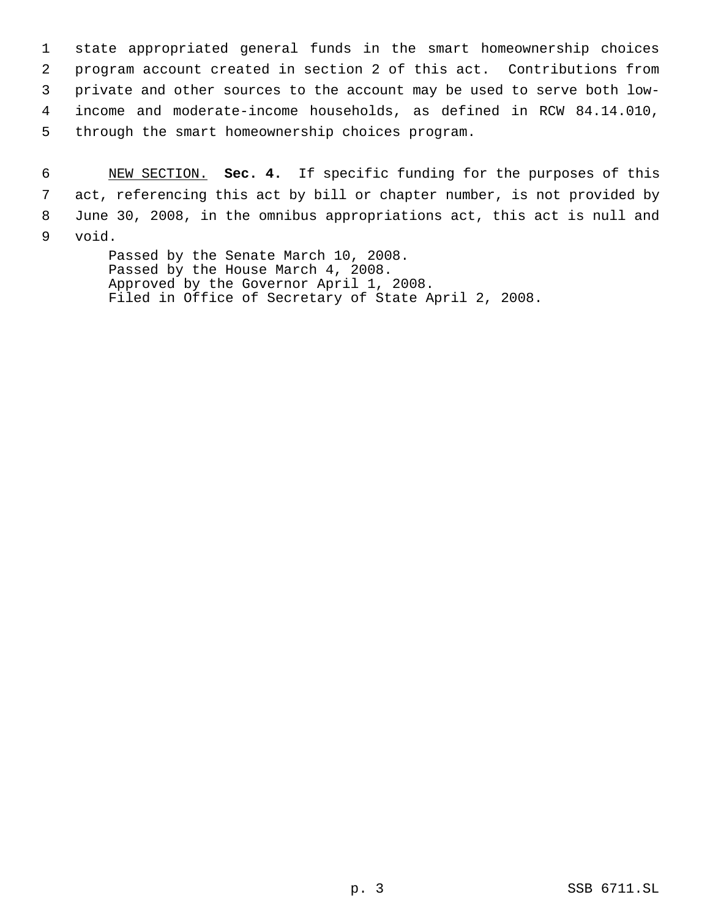state appropriated general funds in the smart homeownership choices program account created in section 2 of this act. Contributions from private and other sources to the account may be used to serve both low-income and moderate-income households, as defined in RCW 84.14.010, through the smart homeownership choices program.

NEW SECTION. **Sec. 4.** If specific funding for the purposes of this act, referencing this act by bill or chapter number, is not provided by June 30, 2008, in the omnibus appropriations act, this act is null and void.

Passed by the Senate March 10, 2008.
Passed by the House March 4, 2008.
Approved by the Governor April 1, 2008.
Filed in Office of Secretary of State April 2, 2008.